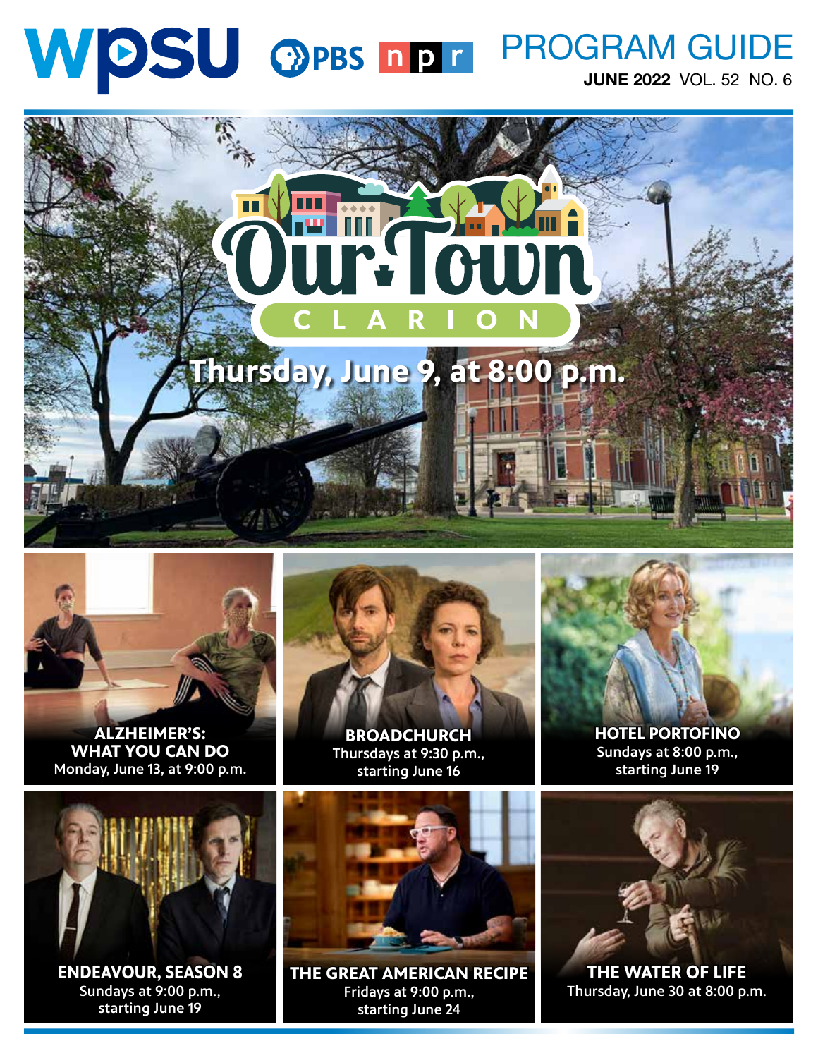# WPSU PBS NPR PROGRAM GUIDE

**JUNE 2022** VOL. 52 NO. 6

## Our Town CLARION

Thursday, June 9, at 8:00 p.m.

**ALZHEIMER'S: WHAT YOU CAN DO**
Monday, June 13, at 9:00 p.m.

**BROADCHURCH**
Thursdays at 9:30 p.m., starting June 16

**HOTEL PORTOFINO**
Sundays at 8:00 p.m., starting June 19

**ENDEAVOUR, SEASON 8**
Sundays at 9:00 p.m., starting June 19

**THE GREAT AMERICAN RECIPE**
Fridays at 9:00 p.m., starting June 24

**THE WATER OF LIFE**
Thursday, June 30 at 8:00 p.m.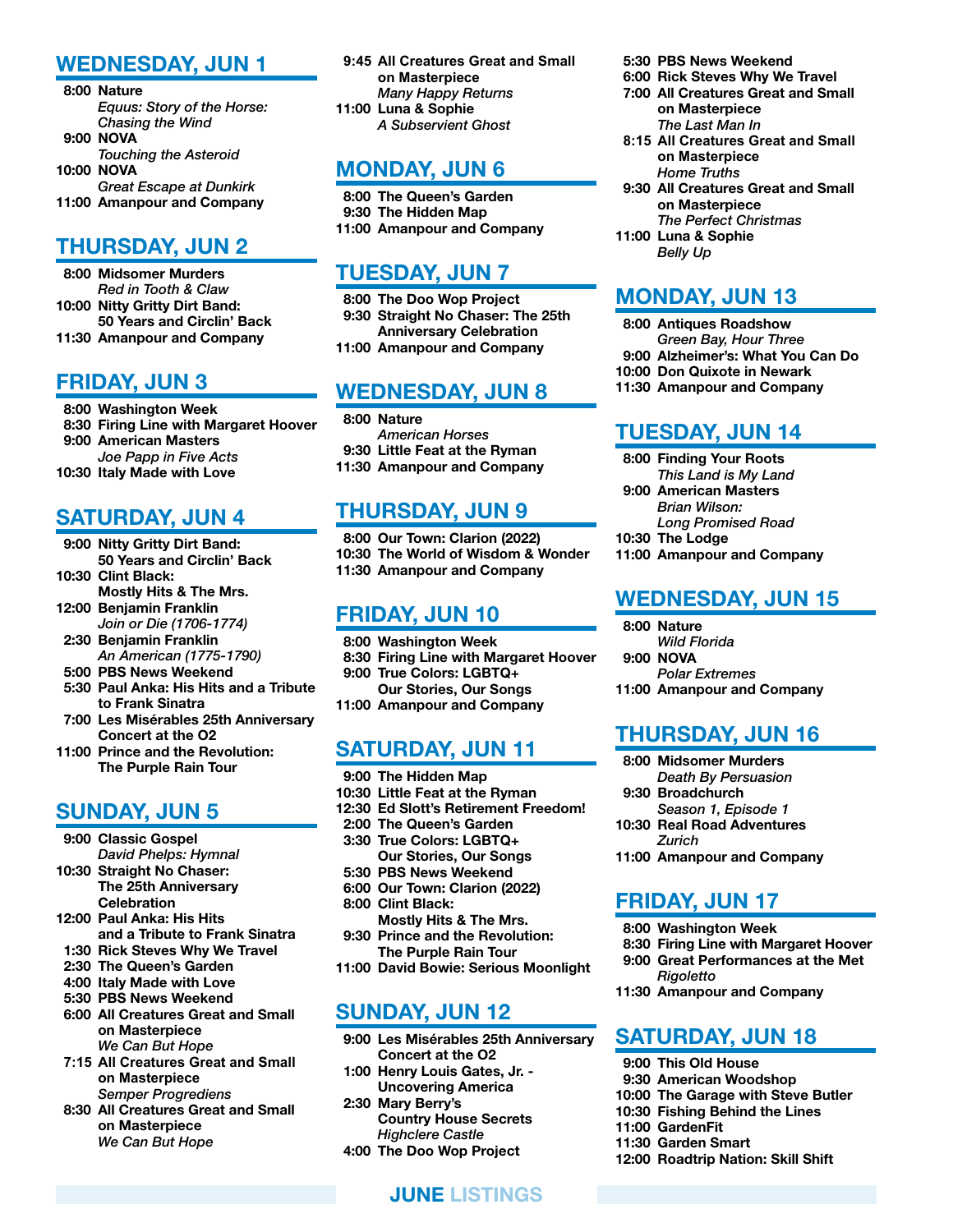## WEDNESDAY, JUN 1

**8:00 Nature**
*Equus: Story of the Horse: Chasing the Wind*
**9:00 NOVA**
*Touching the Asteroid*
**10:00 NOVA**
*Great Escape at Dunkirk*
**11:00 Amanpour and Company**

## THURSDAY, JUN 2

**8:00 Midsomer Murders**
*Red in Tooth & Claw*
**10:00 Nitty Gritty Dirt Band: 50 Years and Circlin' Back**
**11:30 Amanpour and Company**

## FRIDAY, JUN 3

**8:00 Washington Week**
**8:30 Firing Line with Margaret Hoover**
**9:00 American Masters**
*Joe Papp in Five Acts*
**10:30 Italy Made with Love**

## SATURDAY, JUN 4

**9:00 Nitty Gritty Dirt Band: 50 Years and Circlin' Back**
**10:30 Clint Black: Mostly Hits & The Mrs.**
**12:00 Benjamin Franklin**
*Join or Die (1706-1774)*
**2:30 Benjamin Franklin**
*An American (1775-1790)*
**5:00 PBS News Weekend**
**5:30 Paul Anka: His Hits and a Tribute to Frank Sinatra**
**7:00 Les Misérables 25th Anniversary Concert at the O2**
**11:00 Prince and the Revolution: The Purple Rain Tour**

## SUNDAY, JUN 5

**9:00 Classic Gospel**
*David Phelps: Hymnal*
**10:30 Straight No Chaser: The 25th Anniversary Celebration**
**12:00 Paul Anka: His Hits and a Tribute to Frank Sinatra**
**1:30 Rick Steves Why We Travel**
**2:30 The Queen's Garden**
**4:00 Italy Made with Love**
**5:30 PBS News Weekend**
**6:00 All Creatures Great and Small on Masterpiece**
*We Can But Hope*
**7:15 All Creatures Great and Small on Masterpiece**
*Semper Progrediens*
**8:30 All Creatures Great and Small on Masterpiece**
*We Can But Hope*
**9:45 All Creatures Great and Small on Masterpiece**
*Many Happy Returns*
**11:00 Luna & Sophie**
*A Subservient Ghost*

## MONDAY, JUN 6

**8:00 The Queen's Garden**
**9:30 The Hidden Map**
**11:00 Amanpour and Company**

## TUESDAY, JUN 7

**8:00 The Doo Wop Project**
**9:30 Straight No Chaser: The 25th Anniversary Celebration**
**11:00 Amanpour and Company**

## WEDNESDAY, JUN 8

**8:00 Nature**
*American Horses*
**9:30 Little Feat at the Ryman**
**11:30 Amanpour and Company**

## THURSDAY, JUN 9

**8:00 Our Town: Clarion (2022)**
**10:30 The World of Wisdom & Wonder**
**11:30 Amanpour and Company**

## FRIDAY, JUN 10

**8:00 Washington Week**
**8:30 Firing Line with Margaret Hoover**
**9:00 True Colors: LGBTQ+ Our Stories, Our Songs**
**11:00 Amanpour and Company**

## SATURDAY, JUN 11

**9:00 The Hidden Map**
**10:30 Little Feat at the Ryman**
**12:30 Ed Slott's Retirement Freedom!**
**2:00 The Queen's Garden**
**3:30 True Colors: LGBTQ+ Our Stories, Our Songs**
**5:30 PBS News Weekend**
**6:00 Our Town: Clarion (2022)**
**8:00 Clint Black: Mostly Hits & The Mrs.**
**9:30 Prince and the Revolution: The Purple Rain Tour**
**11:00 David Bowie: Serious Moonlight**

## SUNDAY, JUN 12

**9:00 Les Misérables 25th Anniversary Concert at the O2**
**1:00 Henry Louis Gates, Jr. - Uncovering America**
**2:30 Mary Berry's Country House Secrets**
*Highclere Castle*
**4:00 The Doo Wop Project**
**5:30 PBS News Weekend**
**6:00 Rick Steves Why We Travel**
**7:00 All Creatures Great and Small on Masterpiece**
*The Last Man In*
**8:15 All Creatures Great and Small on Masterpiece**
*Home Truths*
**9:30 All Creatures Great and Small on Masterpiece**
*The Perfect Christmas*
**11:00 Luna & Sophie**
*Belly Up*

## MONDAY, JUN 13

**8:00 Antiques Roadshow**
*Green Bay, Hour Three*
**9:00 Alzheimer's: What You Can Do**
**10:00 Don Quixote in Newark**
**11:30 Amanpour and Company**

## TUESDAY, JUN 14

**8:00 Finding Your Roots**
*This Land is My Land*
**9:00 American Masters**
*Brian Wilson: Long Promised Road*
**10:30 The Lodge**
**11:00 Amanpour and Company**

## WEDNESDAY, JUN 15

**8:00 Nature**
*Wild Florida*
**9:00 NOVA**
*Polar Extremes*
**11:00 Amanpour and Company**

## THURSDAY, JUN 16

**8:00 Midsomer Murders**
*Death By Persuasion*
**9:30 Broadchurch**
*Season 1, Episode 1*
**10:30 Real Road Adventures**
*Zurich*
**11:00 Amanpour and Company**

## FRIDAY, JUN 17

**8:00 Washington Week**
**8:30 Firing Line with Margaret Hoover**
**9:00 Great Performances at the Met**
*Rigoletto*
**11:30 Amanpour and Company**

## SATURDAY, JUN 18

**9:00 This Old House**
**9:30 American Woodshop**
**10:00 The Garage with Steve Butler**
**10:30 Fishing Behind the Lines**
**11:00 GardenFit**
**11:30 Garden Smart**
**12:00 Roadtrip Nation: Skill Shift**

**JUNE LISTINGS**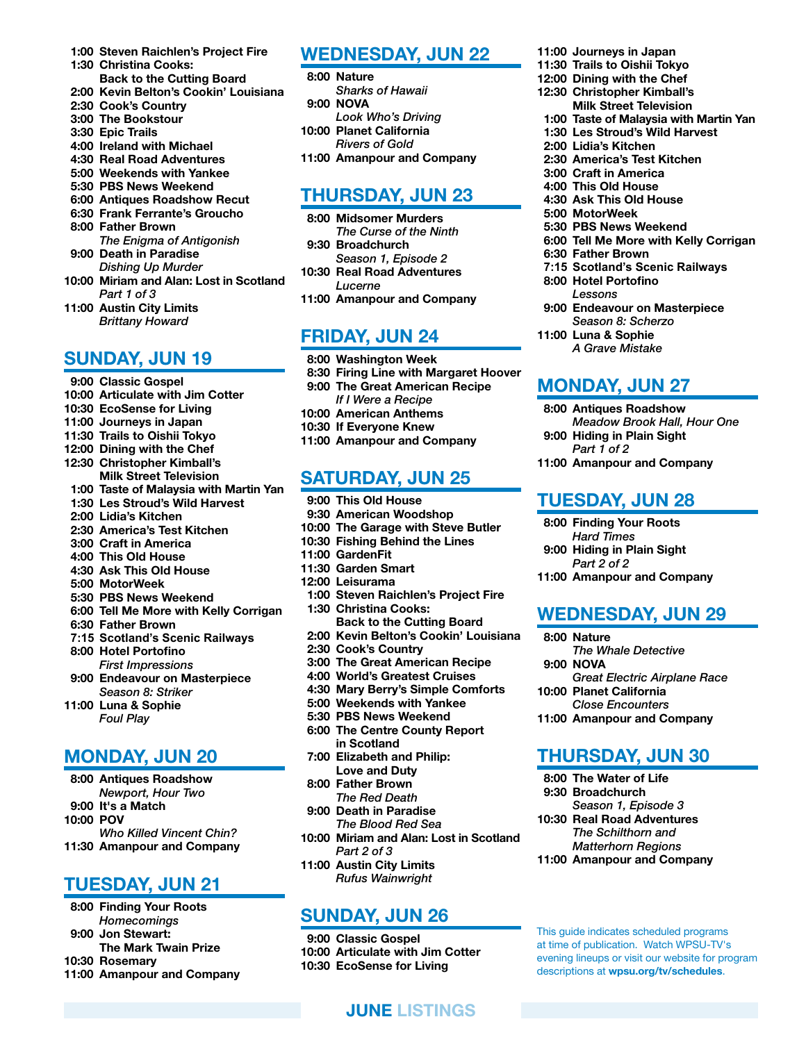1:00 **Steven Raichlen's Project Fire**
1:30 **Christina Cooks: Back to the Cutting Board**
2:00 **Kevin Belton's Cookin' Louisiana**
2:30 **Cook's Country**
3:00 **The Bookstour**
3:30 **Epic Trails**
4:00 **Ireland with Michael**
4:30 **Real Road Adventures**
5:00 **Weekends with Yankee**
5:30 **PBS News Weekend**
6:00 **Antiques Roadshow Recut**
6:30 **Frank Ferrante's Groucho**
8:00 **Father Brown**
*The Enigma of Antigonish*
9:00 **Death in Paradise**
*Dishing Up Murder*
10:00 **Miriam and Alan: Lost in Scotland**
*Part 1 of 3*
11:00 **Austin City Limits**
*Brittany Howard*

## SUNDAY, JUN 19

9:00 **Classic Gospel**
10:00 **Articulate with Jim Cotter**
10:30 **EcoSense for Living**
11:00 **Journeys in Japan**
11:30 **Trails to Oishii Tokyo**
12:00 **Dining with the Chef**
12:30 **Christopher Kimball's Milk Street Television**
1:00 **Taste of Malaysia with Martin Yan**
1:30 **Les Stroud's Wild Harvest**
2:00 **Lidia's Kitchen**
2:30 **America's Test Kitchen**
3:00 **Craft in America**
4:00 **This Old House**
4:30 **Ask This Old House**
5:00 **MotorWeek**
5:30 **PBS News Weekend**
6:00 **Tell Me More with Kelly Corrigan**
6:30 **Father Brown**
7:15 **Scotland's Scenic Railways**
8:00 **Hotel Portofino**
*First Impressions*
9:00 **Endeavour on Masterpiece**
*Season 8: Striker*
11:00 **Luna & Sophie**
*Foul Play*

## MONDAY, JUN 20

8:00 **Antiques Roadshow**
*Newport, Hour Two*
9:00 **It's a Match**
10:00 **POV**
*Who Killed Vincent Chin?*
11:30 **Amanpour and Company**

## TUESDAY, JUN 21

8:00 **Finding Your Roots**
*Homecomings*
9:00 **Jon Stewart: The Mark Twain Prize**
10:30 **Rosemary**
11:00 **Amanpour and Company**

## WEDNESDAY, JUN 22

8:00 **Nature**
*Sharks of Hawaii*
9:00 **NOVA**
*Look Who's Driving*
10:00 **Planet California**
*Rivers of Gold*
11:00 **Amanpour and Company**

## THURSDAY, JUN 23

8:00 **Midsomer Murders**
*The Curse of the Ninth*
9:30 **Broadchurch**
*Season 1, Episode 2*
10:30 **Real Road Adventures**
*Lucerne*
11:00 **Amanpour and Company**

## FRIDAY, JUN 24

8:00 **Washington Week**
8:30 **Firing Line with Margaret Hoover**
9:00 **The Great American Recipe**
*If I Were a Recipe*
10:00 **American Anthems**
10:30 **If Everyone Knew**
11:00 **Amanpour and Company**

## SATURDAY, JUN 25

9:00 **This Old House**
9:30 **American Woodshop**
10:00 **The Garage with Steve Butler**
10:30 **Fishing Behind the Lines**
11:00 **GardenFit**
11:30 **Garden Smart**
12:00 **Leisurama**
1:00 **Steven Raichlen's Project Fire**
1:30 **Christina Cooks: Back to the Cutting Board**
2:00 **Kevin Belton's Cookin' Louisiana**
2:30 **Cook's Country**
3:00 **The Great American Recipe**
4:00 **World's Greatest Cruises**
4:30 **Mary Berry's Simple Comforts**
5:00 **Weekends with Yankee**
5:30 **PBS News Weekend**
6:00 **The Centre County Report in Scotland**
7:00 **Elizabeth and Philip: Love and Duty**
8:00 **Father Brown**
*The Red Death*
9:00 **Death in Paradise**
*The Blood Red Sea*
10:00 **Miriam and Alan: Lost in Scotland**
*Part 2 of 3*
11:00 **Austin City Limits**
*Rufus Wainwright*

## SUNDAY, JUN 26

9:00 **Classic Gospel**
10:00 **Articulate with Jim Cotter**
10:30 **EcoSense for Living**
11:00 **Journeys in Japan**
11:30 **Trails to Oishii Tokyo**
12:00 **Dining with the Chef**
12:30 **Christopher Kimball's Milk Street Television**
1:00 **Taste of Malaysia with Martin Yan**
1:30 **Les Stroud's Wild Harvest**
2:00 **Lidia's Kitchen**
2:30 **America's Test Kitchen**
3:00 **Craft in America**
4:00 **This Old House**
4:30 **Ask This Old House**
5:00 **MotorWeek**
5:30 **PBS News Weekend**
6:00 **Tell Me More with Kelly Corrigan**
6:30 **Father Brown**
7:15 **Scotland's Scenic Railways**
8:00 **Hotel Portofino**
*Lessons*
9:00 **Endeavour on Masterpiece**
*Season 8: Scherzo*
11:00 **Luna & Sophie**
*A Grave Mistake*

## MONDAY, JUN 27

8:00 **Antiques Roadshow**
*Meadow Brook Hall, Hour One*
9:00 **Hiding in Plain Sight**
*Part 1 of 2*
11:00 **Amanpour and Company**

## TUESDAY, JUN 28

8:00 **Finding Your Roots**
*Hard Times*
9:00 **Hiding in Plain Sight**
*Part 2 of 2*
11:00 **Amanpour and Company**

## WEDNESDAY, JUN 29

8:00 **Nature**
*The Whale Detective*
9:00 **NOVA**
*Great Electric Airplane Race*
10:00 **Planet California**
*Close Encounters*
11:00 **Amanpour and Company**

## THURSDAY, JUN 30

8:00 **The Water of Life**
9:30 **Broadchurch**
*Season 1, Episode 3*
10:30 **Real Road Adventures**
*The Schilthorn and Matterhorn Regions*
11:00 **Amanpour and Company**

This guide indicates scheduled programs at time of publication. Watch WPSU-TV's evening lineups or visit our website for program descriptions at **wpsu.org/tv/schedules**.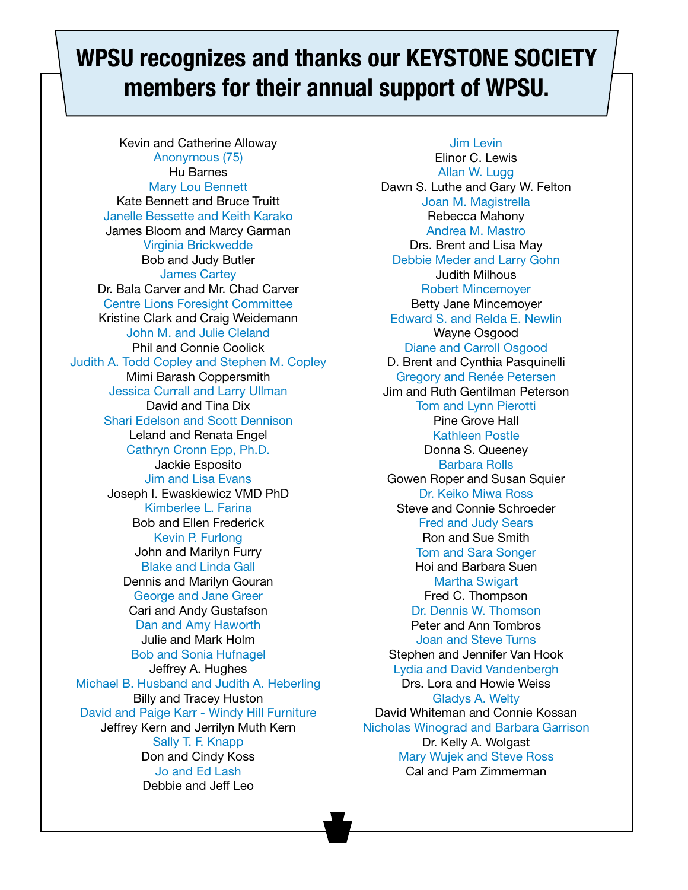# WPSU recognizes and thanks our KEYSTONE SOCIETY members for their annual support of WPSU.

Kevin and Catherine Alloway
Anonymous (75)
Hu Barnes
Mary Lou Bennett
Kate Bennett and Bruce Truitt
Janelle Bessette and Keith Karako
James Bloom and Marcy Garman
Virginia Brickwedde
Bob and Judy Butler
James Cartey
Dr. Bala Carver and Mr. Chad Carver
Centre Lions Foresight Committee
Kristine Clark and Craig Weidemann
John M. and Julie Cleland
Phil and Connie Coolick
Judith A. Todd Copley and Stephen M. Copley
Mimi Barash Coppersmith
Jessica Currall and Larry Ullman
David and Tina Dix
Shari Edelson and Scott Dennison
Leland and Renata Engel
Cathryn Cronn Epp, Ph.D.
Jackie Esposito
Jim and Lisa Evans
Joseph I. Ewaskiewicz VMD PhD
Kimberlee L. Farina
Bob and Ellen Frederick
Kevin P. Furlong
John and Marilyn Furry
Blake and Linda Gall
Dennis and Marilyn Gouran
George and Jane Greer
Cari and Andy Gustafson
Dan and Amy Haworth
Julie and Mark Holm
Bob and Sonia Hufnagel
Jeffrey A. Hughes
Michael B. Husband and Judith A. Heberling
Billy and Tracey Huston
David and Paige Karr - Windy Hill Furniture
Jeffrey Kern and Jerrilyn Muth Kern
Sally T. F. Knapp
Don and Cindy Koss
Jo and Ed Lash
Debbie and Jeff Leo
Jim Levin
Elinor C. Lewis
Allan W. Lugg
Dawn S. Luthe and Gary W. Felton
Joan M. Magistrella
Rebecca Mahony
Andrea M. Mastro
Drs. Brent and Lisa May
Debbie Meder and Larry Gohn
Judith Milhous
Robert Mincemoyer
Betty Jane Mincemoyer
Edward S. and Relda E. Newlin
Wayne Osgood
Diane and Carroll Osgood
D. Brent and Cynthia Pasquinelli
Gregory and Renée Petersen
Jim and Ruth Gentilman Peterson
Tom and Lynn Pierotti
Pine Grove Hall
Kathleen Postle
Donna S. Queeney
Barbara Rolls
Gowen Roper and Susan Squier
Dr. Keiko Miwa Ross
Steve and Connie Schroeder
Fred and Judy Sears
Ron and Sue Smith
Tom and Sara Songer
Hoi and Barbara Suen
Martha Swigart
Fred C. Thompson
Dr. Dennis W. Thomson
Peter and Ann Tombros
Joan and Steve Turns
Stephen and Jennifer Van Hook
Lydia and David Vandenbergh
Drs. Lora and Howie Weiss
Gladys A. Welty
David Whiteman and Connie Kossan
Nicholas Winograd and Barbara Garrison
Dr. Kelly A. Wolgast
Mary Wujek and Steve Ross
Cal and Pam Zimmerman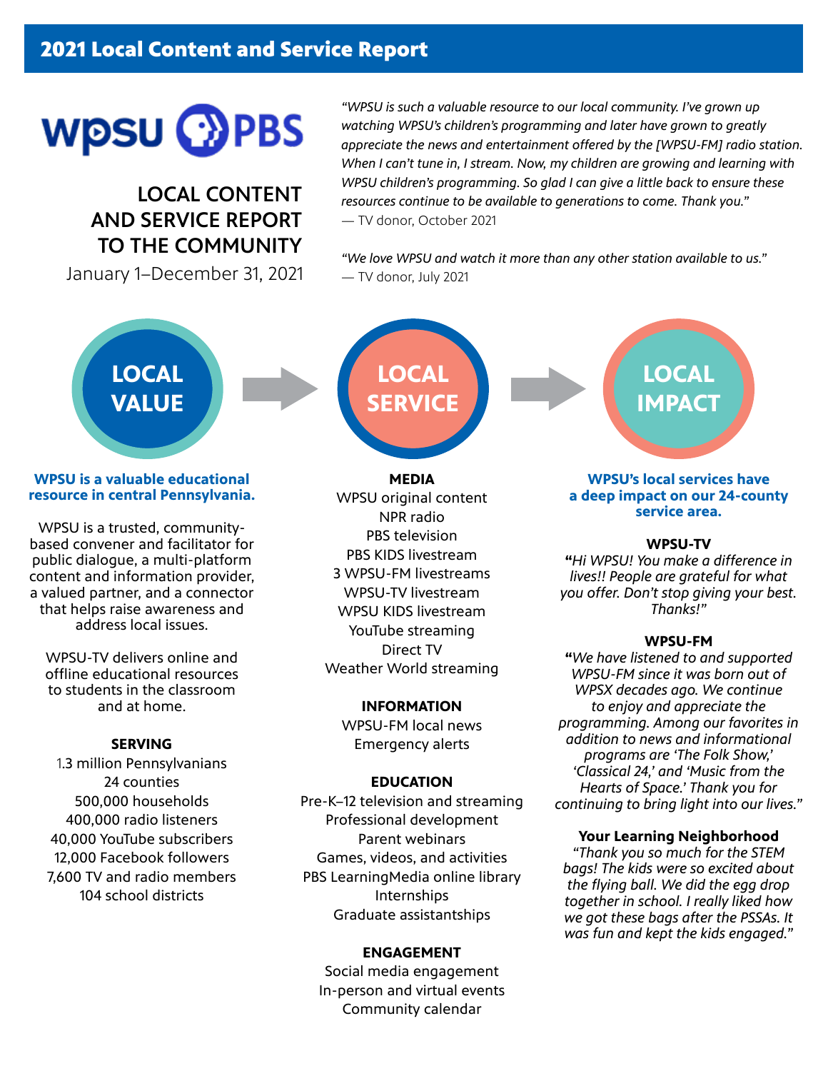## 2021 Local Content and Service Report

wpsu PBS

# LOCAL CONTENT AND SERVICE REPORT TO THE COMMUNITY

January 1–December 31, 2021

*"WPSU is such a valuable resource to our local community. I've grown up watching WPSU's children's programming and later have grown to greatly appreciate the news and entertainment offered by the [WPSU-FM] radio station. When I can't tune in, I stream. Now, my children are growing and learning with WPSU children's programming. So glad I can give a little back to ensure these resources continue to be available to generations to come. Thank you."*
— TV donor, October 2021

*"We love WPSU and watch it more than any other station available to us."*
— TV donor, July 2021

## LOCAL VALUE

**WPSU is a valuable educational resource in central Pennsylvania.**

WPSU is a trusted, community-based convener and facilitator for public dialogue, a multi-platform content and information provider, a valued partner, and a connector that helps raise awareness and address local issues.

WPSU-TV delivers online and offline educational resources to students in the classroom and at home.

**SERVING**

1.3 million Pennsylvanians
24 counties
500,000 households
400,000 radio listeners
40,000 YouTube subscribers
12,000 Facebook followers
7,600 TV and radio members
104 school districts

## LOCAL SERVICE

**MEDIA**

WPSU original content
NPR radio
PBS television
PBS KIDS livestream
3 WPSU-FM livestreams
WPSU-TV livestream
WPSU KIDS livestream
YouTube streaming
Direct TV
Weather World streaming

**INFORMATION**

WPSU-FM local news
Emergency alerts

**EDUCATION**

Pre-K–12 television and streaming
Professional development
Parent webinars
Games, videos, and activities
PBS LearningMedia online library
Internships
Graduate assistantships

**ENGAGEMENT**

Social media engagement
In-person and virtual events
Community calendar

## LOCAL IMPACT

**WPSU's local services have a deep impact on our 24-county service area.**

**WPSU-TV**

*"Hi WPSU! You make a difference in lives!! People are grateful for what you offer. Don't stop giving your best. Thanks!"*

**WPSU-FM**

*"We have listened to and supported WPSU-FM since it was born out of WPSX decades ago. We continue to enjoy and appreciate the programming. Among our favorites in addition to news and informational programs are 'The Folk Show,' 'Classical 24,' and 'Music from the Hearts of Space.' Thank you for continuing to bring light into our lives."*

**Your Learning Neighborhood**

*"Thank you so much for the STEM bags! The kids were so excited about the flying ball. We did the egg drop together in school. I really liked how we got these bags after the PSSAs. It was fun and kept the kids engaged."*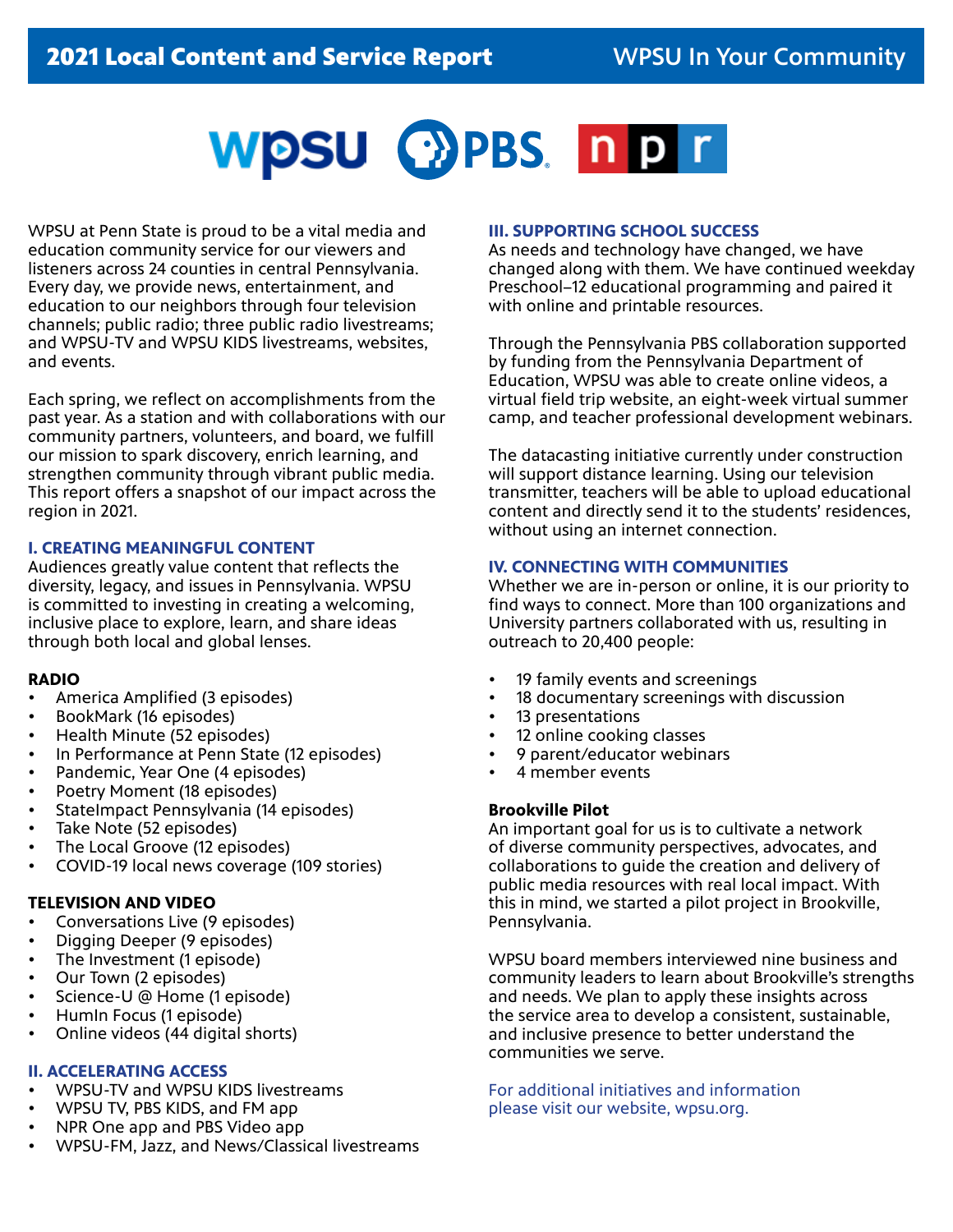# 2021 Local Content and Service Report

## WPSU In Your Community

WPSU at Penn State is proud to be a vital media and education community service for our viewers and listeners across 24 counties in central Pennsylvania. Every day, we provide news, entertainment, and education to our neighbors through four television channels; public radio; three public radio livestreams; and WPSU-TV and WPSU KIDS livestreams, websites, and events.

Each spring, we reflect on accomplishments from the past year. As a station and with collaborations with our community partners, volunteers, and board, we fulfill our mission to spark discovery, enrich learning, and strengthen community through vibrant public media. This report offers a snapshot of our impact across the region in 2021.

### I. CREATING MEANINGFUL CONTENT

Audiences greatly value content that reflects the diversity, legacy, and issues in Pennsylvania. WPSU is committed to investing in creating a welcoming, inclusive place to explore, learn, and share ideas through both local and global lenses.

**RADIO**

- America Amplified (3 episodes)
- BookMark (16 episodes)
- Health Minute (52 episodes)
- In Performance at Penn State (12 episodes)
- Pandemic, Year One (4 episodes)
- Poetry Moment (18 episodes)
- StateImpact Pennsylvania (14 episodes)
- Take Note (52 episodes)
- The Local Groove (12 episodes)
- COVID-19 local news coverage (109 stories)

**TELEVISION AND VIDEO**

- Conversations Live (9 episodes)
- Digging Deeper (9 episodes)
- The Investment (1 episode)
- Our Town (2 episodes)
- Science-U @ Home (1 episode)
- HumIn Focus (1 episode)
- Online videos (44 digital shorts)

### II. ACCELERATING ACCESS

- WPSU-TV and WPSU KIDS livestreams
- WPSU TV, PBS KIDS, and FM app
- NPR One app and PBS Video app
- WPSU-FM, Jazz, and News/Classical livestreams

### III. SUPPORTING SCHOOL SUCCESS

As needs and technology have changed, we have changed along with them. We have continued weekday Preschool–12 educational programming and paired it with online and printable resources.

Through the Pennsylvania PBS collaboration supported by funding from the Pennsylvania Department of Education, WPSU was able to create online videos, a virtual field trip website, an eight-week virtual summer camp, and teacher professional development webinars.

The datacasting initiative currently under construction will support distance learning. Using our television transmitter, teachers will be able to upload educational content and directly send it to the students' residences, without using an internet connection.

### IV. CONNECTING WITH COMMUNITIES

Whether we are in-person or online, it is our priority to find ways to connect. More than 100 organizations and University partners collaborated with us, resulting in outreach to 20,400 people:

- 19 family events and screenings
- 18 documentary screenings with discussion
- 13 presentations
- 12 online cooking classes
- 9 parent/educator webinars
- 4 member events

**Brookville Pilot**

An important goal for us is to cultivate a network of diverse community perspectives, advocates, and collaborations to guide the creation and delivery of public media resources with real local impact. With this in mind, we started a pilot project in Brookville, Pennsylvania.

WPSU board members interviewed nine business and community leaders to learn about Brookville's strengths and needs. We plan to apply these insights across the service area to develop a consistent, sustainable, and inclusive presence to better understand the communities we serve.

For additional initiatives and information please visit our website, wpsu.org.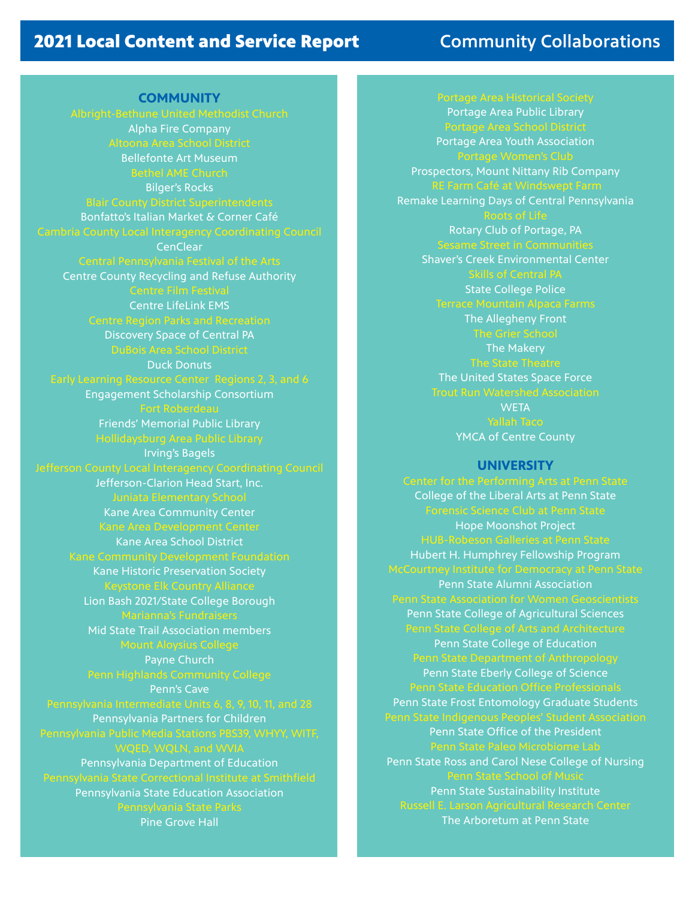# 2021 Local Content and Service Report

## Community Collaborations

### COMMUNITY

Albright-Bethune United Methodist Church
Alpha Fire Company
Altoona Area School District
Bellefonte Art Museum
Bethel AME Church
Bilger's Rocks
Blair County District Superintendents
Bonfatto's Italian Market & Corner Café
Cambria County Local Interagency Coordinating Council
CenClear
Central Pennsylvania Festival of the Arts
Centre County Recycling and Refuse Authority
Centre Film Festival
Centre LifeLink EMS
Centre Region Parks and Recreation
Discovery Space of Central PA
DuBois Area School District
Duck Donuts
Early Learning Resource Center Regions 2, 3, and 6
Engagement Scholarship Consortium
Fort Roberdeau
Friends' Memorial Public Library
Hollidaysburg Area Public Library
Irving's Bagels
Jefferson County Local Interagency Coordinating Council
Jefferson-Clarion Head Start, Inc.
Juniata Elementary School
Kane Area Community Center
Kane Area Development Center
Kane Area School District
Kane Community Development Foundation
Kane Historic Preservation Society
Keystone Elk Country Alliance
Lion Bash 2021/State College Borough
Marianna's Fundraisers
Mid State Trail Association members
Mount Aloysius College
Payne Church
Penn Highlands Community College
Penn's Cave
Pennsylvania Intermediate Units 6, 8, 9, 10, 11, and 28
Pennsylvania Partners for Children
Pennsylvania Public Media Stations PBS39, WHYY, WITF, WQED, WQLN, and WVIA
Pennsylvania Department of Education
Pennsylvania State Correctional Institute at Smithfield
Pennsylvania State Education Association
Pennsylvania State Parks
Pine Grove Hall
Portage Area Historical Society
Portage Area Public Library
Portage Area School District
Portage Area Youth Association
Portage Women's Club
Prospectors, Mount Nittany Rib Company
RE Farm Café at Windswept Farm
Remake Learning Days of Central Pennsylvania
Roots of Life
Rotary Club of Portage, PA
Sesame Street in Communities
Shaver's Creek Environmental Center
Skills of Central PA
State College Police
Terrace Mountain Alpaca Farms
The Allegheny Front
The Grier School
The Makery
The State Theatre
The United States Space Force
Trout Run Watershed Association
WETA
Yallah Taco
YMCA of Centre County

### UNIVERSITY

Center for the Performing Arts at Penn State
College of the Liberal Arts at Penn State
Forensic Science Club at Penn State
Hope Moonshot Project
HUB-Robeson Galleries at Penn State
Hubert H. Humphrey Fellowship Program
McCourtney Institute for Democracy at Penn State
Penn State Alumni Association
Penn State Association for Women Geoscientists
Penn State College of Agricultural Sciences
Penn State College of Arts and Architecture
Penn State College of Education
Penn State Department of Anthropology
Penn State Eberly College of Science
Penn State Education Office Professionals
Penn State Frost Entomology Graduate Students
Penn State Indigenous Peoples' Student Association
Penn State Office of the President
Penn State Paleo Microbiome Lab
Penn State Ross and Carol Nese College of Nursing
Penn State School of Music
Penn State Sustainability Institute
Russell E. Larson Agricultural Research Center
The Arboretum at Penn State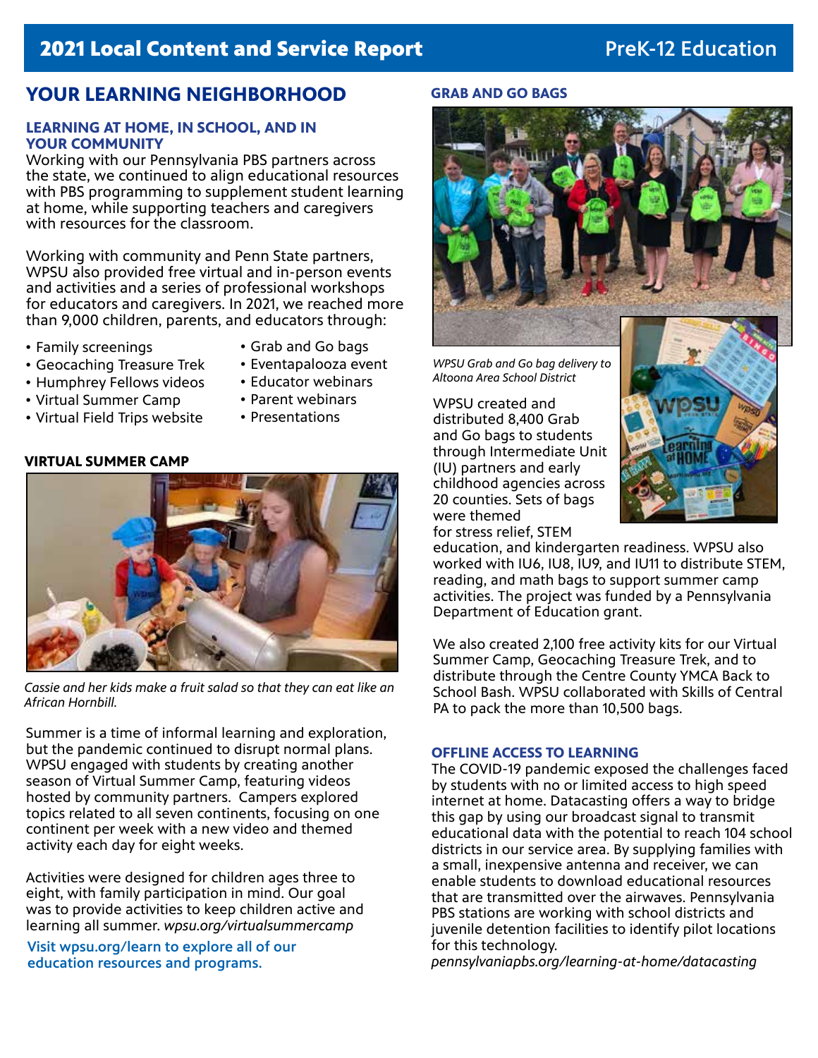# 2021 Local Content and Service Report — PreK-12 Education

## YOUR LEARNING NEIGHBORHOOD

### LEARNING AT HOME, IN SCHOOL, AND IN YOUR COMMUNITY

Working with our Pennsylvania PBS partners across the state, we continued to align educational resources with PBS programming to supplement student learning at home, while supporting teachers and caregivers with resources for the classroom.

Working with community and Penn State partners, WPSU also provided free virtual and in-person events and activities and a series of professional workshops for educators and caregivers. In 2021, we reached more than 9,000 children, parents, and educators through:

- Family screenings
- Geocaching Treasure Trek
- Humphrey Fellows videos
- Virtual Summer Camp
- Virtual Field Trips website
- Grab and Go bags
- Eventapalooza event
- Educator webinars
- Parent webinars
- Presentations

### VIRTUAL SUMMER CAMP

*Cassie and her kids make a fruit salad so that they can eat like an African Hornbill.*

Summer is a time of informal learning and exploration, but the pandemic continued to disrupt normal plans. WPSU engaged with students by creating another season of Virtual Summer Camp, featuring videos hosted by community partners. Campers explored topics related to all seven continents, focusing on one continent per week with a new video and themed activity each day for eight weeks.

Activities were designed for children ages three to eight, with family participation in mind. Our goal was to provide activities to keep children active and learning all summer. *wpsu.org/virtualsummercamp*

**Visit wpsu.org/learn to explore all of our education resources and programs.**

### GRAB AND GO BAGS

*WPSU Grab and Go bag delivery to Altoona Area School District*

WPSU created and distributed 8,400 Grab and Go bags to students through Intermediate Unit (IU) partners and early childhood agencies across 20 counties. Sets of bags were themed for stress relief, STEM education, and kindergarten readiness. WPSU also worked with IU6, IU8, IU9, and IU11 to distribute STEM, reading, and math bags to support summer camp activities. The project was funded by a Pennsylvania Department of Education grant.

We also created 2,100 free activity kits for our Virtual Summer Camp, Geocaching Treasure Trek, and to distribute through the Centre County YMCA Back to School Bash. WPSU collaborated with Skills of Central PA to pack the more than 10,500 bags.

### OFFLINE ACCESS TO LEARNING

The COVID-19 pandemic exposed the challenges faced by students with no or limited access to high speed internet at home. Datacasting offers a way to bridge this gap by using our broadcast signal to transmit educational data with the potential to reach 104 school districts in our service area. By supplying families with a small, inexpensive antenna and receiver, we can enable students to download educational resources that are transmitted over the airwaves. Pennsylvania PBS stations are working with school districts and juvenile detention facilities to identify pilot locations for this technology.

*pennsylvaniapbs.org/learning-at-home/datacasting*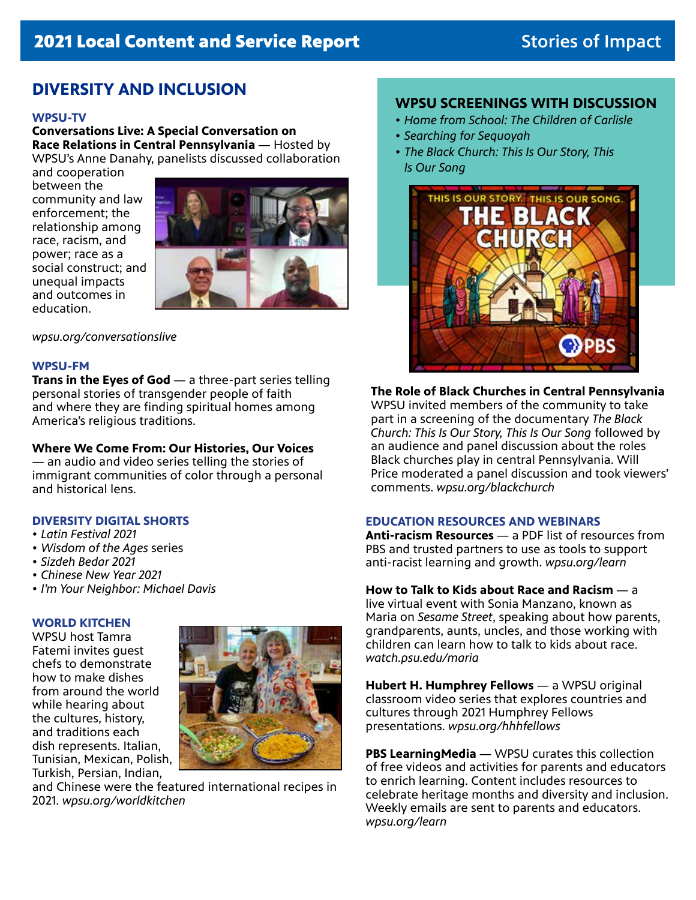# 2021 Local Content and Service Report

## Stories of Impact

## DIVERSITY AND INCLUSION

### WPSU-TV

**Conversations Live: A Special Conversation on Race Relations in Central Pennsylvania** — Hosted by WPSU's Anne Danahy, panelists discussed collaboration and cooperation between the community and law enforcement; the relationship among race, racism, and power; race as a social construct; and unequal impacts and outcomes in education.

*wpsu.org/conversationslive*

### WPSU-FM

**Trans in the Eyes of God** — a three-part series telling personal stories of transgender people of faith and where they are finding spiritual homes among America's religious traditions.

**Where We Come From: Our Histories, Our Voices** — an audio and video series telling the stories of immigrant communities of color through a personal and historical lens.

### DIVERSITY DIGITAL SHORTS

- *Latin Festival 2021*
- *Wisdom of the Ages* series
- *Sizdeh Bedar 2021*
- *Chinese New Year 2021*
- *I'm Your Neighbor: Michael Davis*

### WORLD KITCHEN

WPSU host Tamra Fatemi invites guest chefs to demonstrate how to make dishes from around the world while hearing about the cultures, history, and traditions each dish represents. Italian, Tunisian, Mexican, Polish, Turkish, Persian, Indian, and Chinese were the featured international recipes in 2021. *wpsu.org/worldkitchen*

## WPSU SCREENINGS WITH DISCUSSION

- *Home from School: The Children of Carlisle*
- *Searching for Sequoyah*
- *The Black Church: This Is Our Story, This Is Our Song*

**The Role of Black Churches in Central Pennsylvania**
WPSU invited members of the community to take part in a screening of the documentary *The Black Church: This Is Our Story, This Is Our Song* followed by an audience and panel discussion about the roles Black churches play in central Pennsylvania. Will Price moderated a panel discussion and took viewers' comments. *wpsu.org/blackchurch*

### EDUCATION RESOURCES AND WEBINARS

**Anti-racism Resources** — a PDF list of resources from PBS and trusted partners to use as tools to support anti-racist learning and growth. *wpsu.org/learn*

**How to Talk to Kids about Race and Racism** — a live virtual event with Sonia Manzano, known as Maria on *Sesame Street*, speaking about how parents, grandparents, aunts, uncles, and those working with children can learn how to talk to kids about race. *watch.psu.edu/maria*

**Hubert H. Humphrey Fellows** — a WPSU original classroom video series that explores countries and cultures through 2021 Humphrey Fellows presentations. *wpsu.org/hhhfellows*

**PBS LearningMedia** — WPSU curates this collection of free videos and activities for parents and educators to enrich learning. Content includes resources to celebrate heritage months and diversity and inclusion. Weekly emails are sent to parents and educators. *wpsu.org/learn*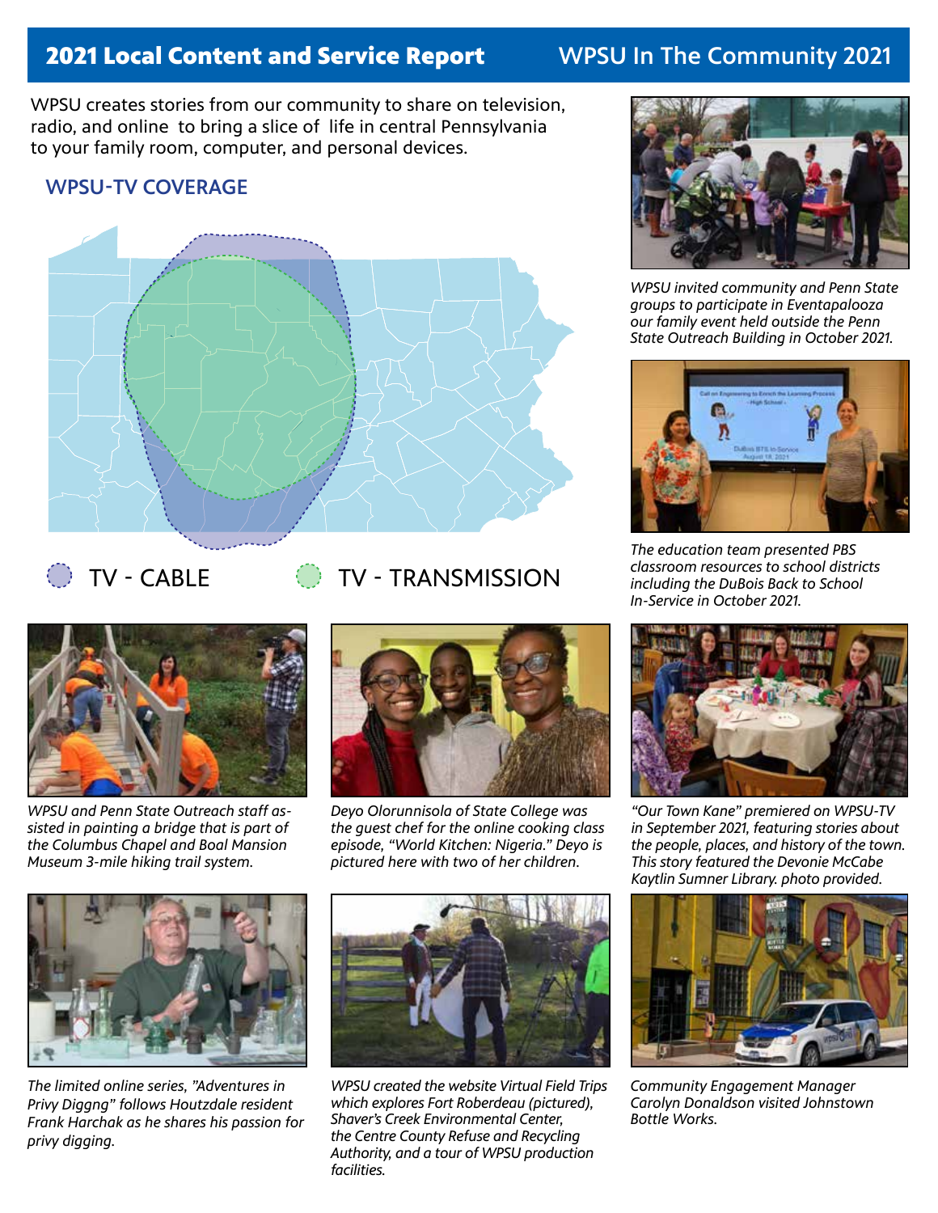## 2021 Local Content and Service Report

## WPSU In The Community 2021

WPSU creates stories from our community to share on television, radio, and online to bring a slice of life in central Pennsylvania to your family room, computer, and personal devices.

### WPSU-TV COVERAGE

TV - CABLE

TV - TRANSMISSION

*WPSU invited community and Penn State groups to participate in Eventapalooza our family event held outside the Penn State Outreach Building in October 2021.*

*The education team presented PBS classroom resources to school districts including the DuBois Back to School In-Service in October 2021.*

*WPSU and Penn State Outreach staff assisted in painting a bridge that is part of the Columbus Chapel and Boal Mansion Museum 3-mile hiking trail system.*

*Deyo Olorunnisola of State College was the guest chef for the online cooking class episode, "World Kitchen: Nigeria." Deyo is pictured here with two of her children.*

*"Our Town Kane" premiered on WPSU-TV in September 2021, featuring stories about the people, places, and history of the town. This story featured the Devonie McCabe Kaytlin Sumner Library. photo provided.*

*The limited online series, "Adventures in Privy Diggng" follows Houtzdale resident Frank Harchak as he shares his passion for privy digging.*

*WPSU created the website Virtual Field Trips which explores Fort Roberdeau (pictured), Shaver's Creek Environmental Center, the Centre County Refuse and Recycling Authority, and a tour of WPSU production facilities.*

*Community Engagement Manager Carolyn Donaldson visited Johnstown Bottle Works.*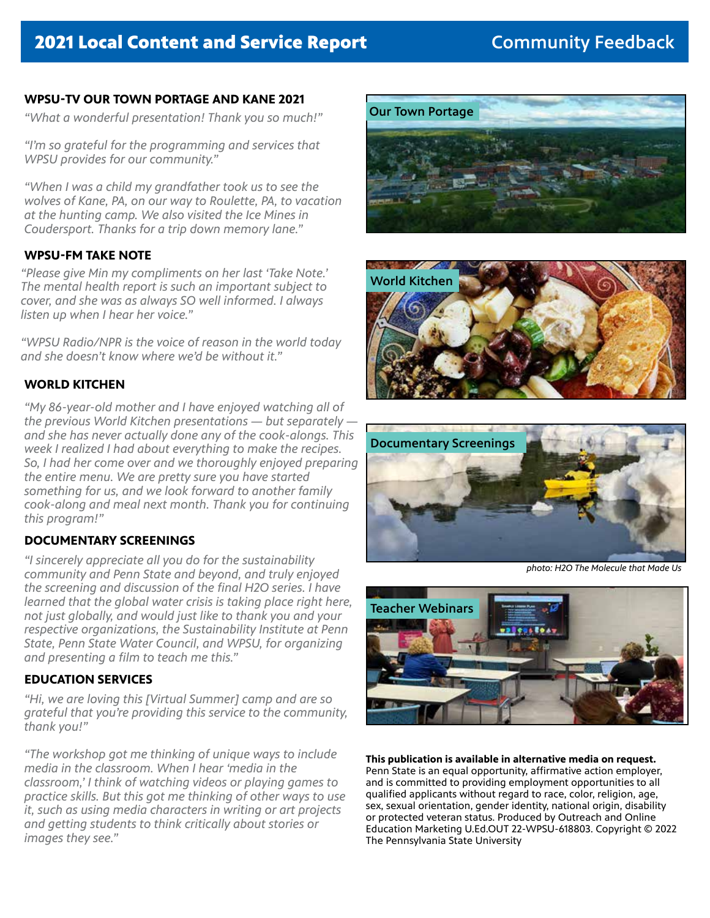## 2021 Local Content and Service Report — Community Feedback

### WPSU-TV OUR TOWN PORTAGE AND KANE 2021

*"What a wonderful presentation! Thank you so much!"*

*"I'm so grateful for the programming and services that WPSU provides for our community."*

*"When I was a child my grandfather took us to see the wolves of Kane, PA, on our way to Roulette, PA, to vacation at the hunting camp. We also visited the Ice Mines in Coudersport. Thanks for a trip down memory lane."*

### WPSU-FM TAKE NOTE

*"Please give Min my compliments on her last 'Take Note.' The mental health report is such an important subject to cover, and she was as always SO well informed. I always listen up when I hear her voice."*

*"WPSU Radio/NPR is the voice of reason in the world today and she doesn't know where we'd be without it."*

### WORLD KITCHEN

*"My 86-year-old mother and I have enjoyed watching all of the previous World Kitchen presentations — but separately — and she has never actually done any of the cook-alongs. This week I realized I had about everything to make the recipes. So, I had her come over and we thoroughly enjoyed preparing the entire menu. We are pretty sure you have started something for us, and we look forward to another family cook-along and meal next month. Thank you for continuing this program!"*

### DOCUMENTARY SCREENINGS

*"I sincerely appreciate all you do for the sustainability community and Penn State and beyond, and truly enjoyed the screening and discussion of the final H2O series. I have learned that the global water crisis is taking place right here, not just globally, and would just like to thank you and your respective organizations, the Sustainability Institute at Penn State, Penn State Water Council, and WPSU, for organizing and presenting a film to teach me this."*

### EDUCATION SERVICES

*"Hi, we are loving this [Virtual Summer] camp and are so grateful that you're providing this service to the community, thank you!"*

*"The workshop got me thinking of unique ways to include media in the classroom. When I hear 'media in the classroom,' I think of watching videos or playing games to practice skills. But this got me thinking of other ways to use it, such as using media characters in writing or art projects and getting students to think critically about stories or images they see."*

Our Town Portage

World Kitchen

Documentary Screenings

*photo: H2O The Molecule that Made Us*

Teacher Webinars

**This publication is available in alternative media on request.**
Penn State is an equal opportunity, affirmative action employer, and is committed to providing employment opportunities to all qualified applicants without regard to race, color, religion, age, sex, sexual orientation, gender identity, national origin, disability or protected veteran status. Produced by Outreach and Online Education Marketing U.Ed.OUT 22-WPSU-618803. Copyright © 2022 The Pennsylvania State University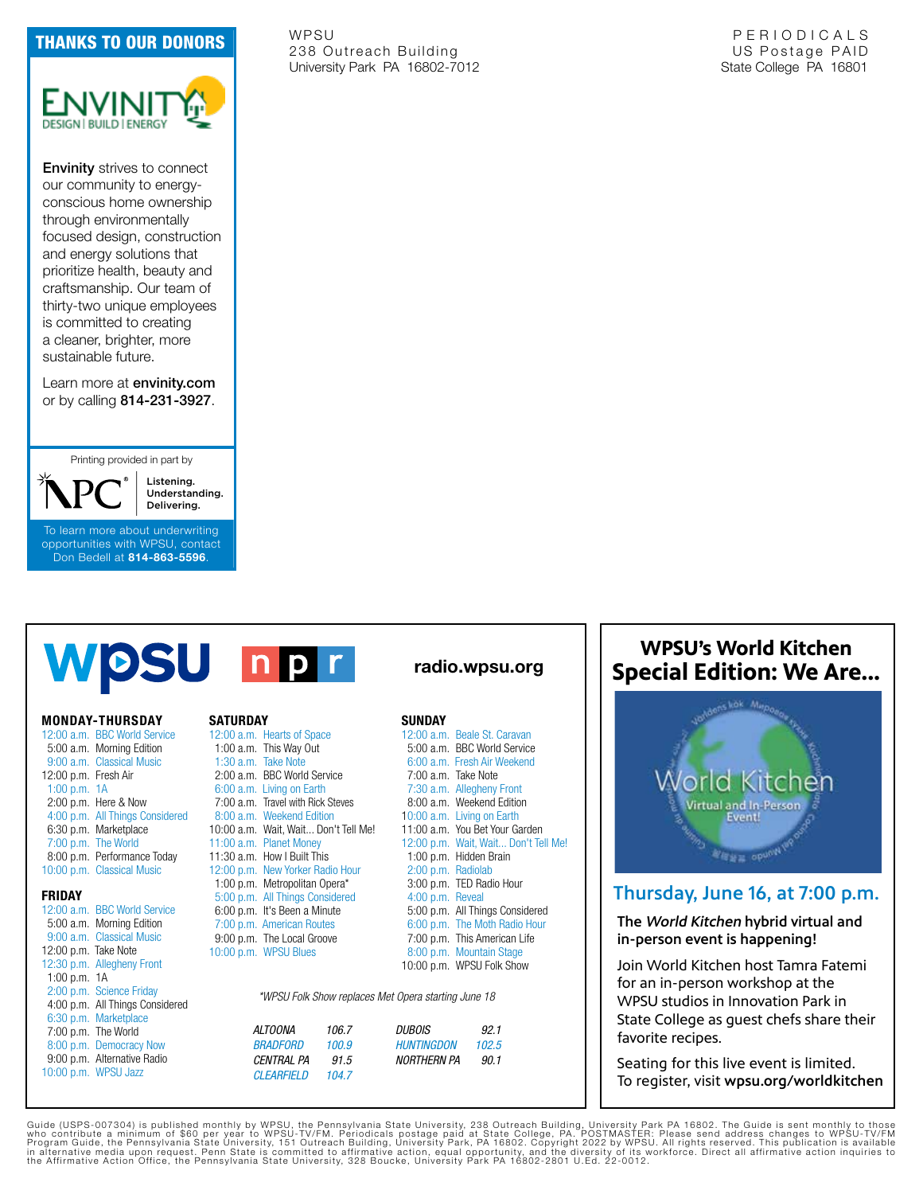## THANKS TO OUR DONORS

ENVINITY
DESIGN | BUILD | ENERGY

**Envinity** strives to connect our community to energy-conscious home ownership through environmentally focused design, construction and energy solutions that prioritize health, beauty and craftsmanship. Our team of thirty-two unique employees is committed to creating a cleaner, brighter, more sustainable future.

Learn more at **envinity.com** or by calling **814-231-3927**.

Printing provided in part by

NPC® Listening. Understanding. Delivering.

To learn more about underwriting opportunities with WPSU, contact Don Bedell at **814-863-5596**.

WPSU
238 Outreach Building
University Park PA 16802-7012

PERIODICALS
US Postage PAID
State College PA 16801

# WPSU npr

**radio.wpsu.org**

### MONDAY-THURSDAY

- 12:00 a.m. BBC World Service
- 5:00 a.m. Morning Edition
- 9:00 a.m. Classical Music
- 12:00 p.m. Fresh Air
- 1:00 p.m. 1A
- 2:00 p.m. Here & Now
- 4:00 p.m. All Things Considered
- 6:30 p.m. Marketplace
- 7:00 p.m. The World
- 8:00 p.m. Performance Today
- 10:00 p.m. Classical Music

### FRIDAY

- 12:00 a.m. BBC World Service
- 5:00 a.m. Morning Edition
- 9:00 a.m. Classical Music
- 12:00 p.m. Take Note
- 12:30 p.m. Allegheny Front
- 1:00 p.m. 1A
- 2:00 p.m. Science Friday
- 4:00 p.m. All Things Considered
- 6:30 p.m. Marketplace
- 7:00 p.m. The World
- 8:00 p.m. Democracy Now
- 9:00 p.m. Alternative Radio
- 10:00 p.m. WPSU Jazz

### SATURDAY

- 12:00 a.m. Hearts of Space
- 1:00 a.m. This Way Out
- 1:30 a.m. Take Note
- 2:00 a.m. BBC World Service
- 6:00 a.m. Living on Earth
- 7:00 a.m. Travel with Rick Steves
- 8:00 a.m. Weekend Edition
- 10:00 a.m. Wait, Wait... Don't Tell Me!
- 11:00 a.m. Planet Money
- 11:30 a.m. How I Built This
- 12:00 p.m. New Yorker Radio Hour
- 1:00 p.m. Metropolitan Opera*
- 5:00 p.m. All Things Considered
- 6:00 p.m. It's Been a Minute
- 7:00 p.m. American Routes
- 9:00 p.m. The Local Groove
- 10:00 p.m. WPSU Blues

### SUNDAY

- 12:00 a.m. Beale St. Caravan
- 5:00 a.m. BBC World Service
- 6:00 a.m. Fresh Air Weekend
- 7:00 a.m. Take Note
- 7:30 a.m. Allegheny Front
- 8:00 a.m. Weekend Edition
- 10:00 a.m. Living on Earth
- 11:00 a.m. You Bet Your Garden
- 12:00 p.m. Wait, Wait... Don't Tell Me!
- 1:00 p.m. Hidden Brain
- 2:00 p.m. Radiolab
- 3:00 p.m. TED Radio Hour
- 4:00 p.m. Reveal
- 5:00 p.m. All Things Considered
- 6:00 p.m. The Moth Radio Hour
- 7:00 p.m. This American Life
- 8:00 p.m. Mountain Stage
- 10:00 p.m. WPSU Folk Show

*WPSU Folk Show replaces Met Opera starting June 18*

| | | | |
|---|---|---|---|
| ALTOONA | 106.7 | DUBOIS | 92.1 |
| BRADFORD | 100.9 | HUNTINGDON | 102.5 |
| CENTRAL PA | 91.5 | NORTHERN PA | 90.1 |
| CLEARFIELD | 104.7 | | |

## WPSU's World Kitchen Special Edition: We Are...

World Kitchen
Virtual and In-Person Event!

### Thursday, June 16, at 7:00 p.m.

**The *World Kitchen* hybrid virtual and in-person event is happening!**

Join World Kitchen host Tamra Fatemi for an in-person workshop at the WPSU studios in Innovation Park in State College as guest chefs share their favorite recipes.

Seating for this live event is limited. To register, visit **wpsu.org/worldkitchen**

Guide (USPS-007304) is published monthly by WPSU, the Pennsylvania State University, 238 Outreach Building, University Park PA 16802. The Guide is sent monthly to those who contribute a minimum of $60 per year to WPSU-TV/FM. Periodicals postage paid at State College, PA. POSTMASTER: Please send address changes to WPSU-TV/FM Program Guide, the Pennsylvania State University, 151 Outreach Building, University Park, PA 16802. Copyright 2022 by WPSU. All rights reserved. This publication is available in alternative media upon request. Penn State is committed to affirmative action, equal opportunity, and the diversity of its workforce. Direct all affirmative action inquiries to the Affirmative Action Office, the Pennsylvania State University, 328 Boucke, University Park PA 16802-2801 U.Ed. 22-0012.